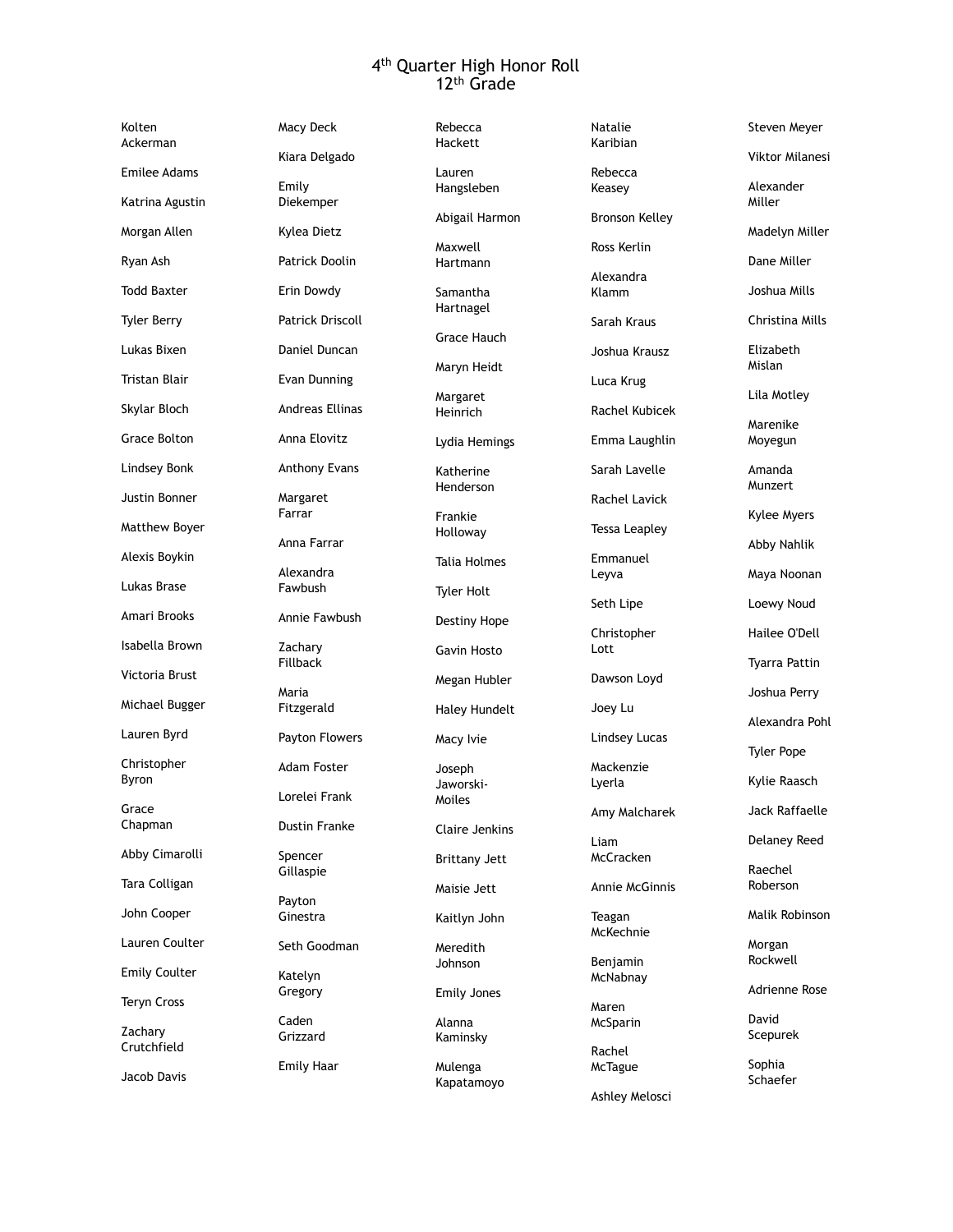# 4th Quarter High Honor Roll
## 12th Grade

Kolten Ackerman

Emilee Adams

Katrina Agustin

Morgan Allen

Ryan Ash

Todd Baxter

Tyler Berry

Lukas Bixen

Tristan Blair

Skylar Bloch

Grace Bolton

Lindsey Bonk

Justin Bonner

Matthew Boyer

Alexis Boykin

Lukas Brase

Amari Brooks

Isabella Brown

Victoria Brust

Michael Bugger

Lauren Byrd

Christopher Byron

Grace Chapman

Abby Cimarolli

Tara Colligan

John Cooper

Lauren Coulter

Emily Coulter

Teryn Cross

Zachary Crutchfield

Jacob Davis

Macy Deck

Kiara Delgado

Emily Diekemper

Kylea Dietz

Patrick Doolin

Erin Dowdy

Patrick Driscoll

Daniel Duncan

Evan Dunning

Andreas Ellinas

Anna Elovitz

Anthony Evans

Margaret Farrar

Anna Farrar

Alexandra Fawbush

Annie Fawbush

Zachary Fillback

Maria Fitzgerald

Payton Flowers

Adam Foster

Lorelei Frank

Dustin Franke

Spencer Gillaspie

Payton Ginestra

Seth Goodman

Katelyn Gregory

Caden Grizzard

Emily Haar

Rebecca Hackett

Lauren Hangsleben

Abigail Harmon

Maxwell Hartmann

Samantha Hartnagel

Grace Hauch

Maryn Heidt

Margaret Heinrich

Lydia Hemings

Katherine Henderson

Frankie Holloway

Talia Holmes

Tyler Holt

Destiny Hope

Gavin Hosto

Megan Hubler

Haley Hundelt

Macy Ivie

Joseph Jaworski-Moiles

Claire Jenkins

Brittany Jett

Maisie Jett

Kaitlyn John

Meredith Johnson

Emily Jones

Alanna Kaminsky

Mulenga Kapatamoyo

Natalie Karibian

Rebecca Keasey

Bronson Kelley

Ross Kerlin

Alexandra Klamm

Sarah Kraus

Joshua Krausz

Luca Krug

Rachel Kubicek

Emma Laughlin

Sarah Lavelle

Rachel Lavick

Tessa Leapley

Emmanuel Leyva

Seth Lipe

Christopher Lott

Dawson Loyd

Joey Lu

Lindsey Lucas

Mackenzie Lyerla

Amy Malcharek

Liam McCracken

Annie McGinnis

Teagan McKechnie

Benjamin McNabnay

Maren McSparin

Rachel McTague

Ashley Melosci

Steven Meyer

Viktor Milanesi

Alexander Miller

Madelyn Miller

Dane Miller

Joshua Mills

Christina Mills

Elizabeth Mislan

Lila Motley

Marenike Moyegun

Amanda Munzert

Kylee Myers

Abby Nahlik

Maya Noonan

Loewy Noud

Hailee O'Dell

Tyarra Pattin

Joshua Perry

Alexandra Pohl

Tyler Pope

Kylie Raasch

Jack Raffaelle

Delaney Reed

Raechel Roberson

Malik Robinson

Morgan Rockwell

Adrienne Rose

David Scepurek

Sophia Schaefer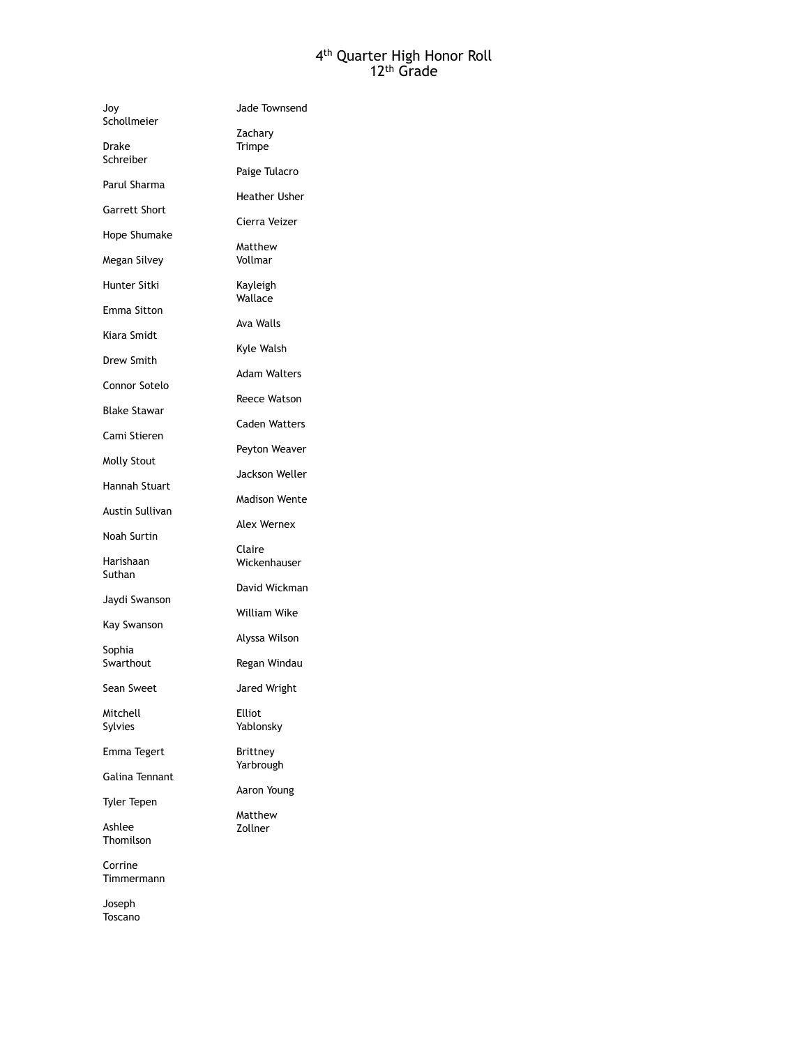# 4th Quarter High Honor Roll
# 12th Grade

Joy Schollmeier

Drake Schreiber

Parul Sharma

Garrett Short

Hope Shumake

Megan Silvey

Hunter Sitki

Emma Sitton

Kiara Smidt

Drew Smith

Connor Sotelo

Blake Stawar

Cami Stieren

Molly Stout

Hannah Stuart

Austin Sullivan

Noah Surtin

Harishaan Suthan

Jaydi Swanson

Kay Swanson

Sophia Swarthout

Sean Sweet

Mitchell Sylvies

Emma Tegert

Galina Tennant

Tyler Tepen

Ashlee Thomilson

Corrine Timmermann

Joseph Toscano

Jade Townsend

Zachary Trimpe

Paige Tulacro

Heather Usher

Cierra Veizer

Matthew Vollmar

Kayleigh Wallace

Ava Walls

Kyle Walsh

Adam Walters

Reece Watson

Caden Watters

Peyton Weaver

Jackson Weller

Madison Wente

Alex Wernex

Claire Wickenhauser

David Wickman

William Wike

Alyssa Wilson

Regan Windau

Jared Wright

Elliot Yablonsky

Brittney Yarbrough

Aaron Young

Matthew Zollner